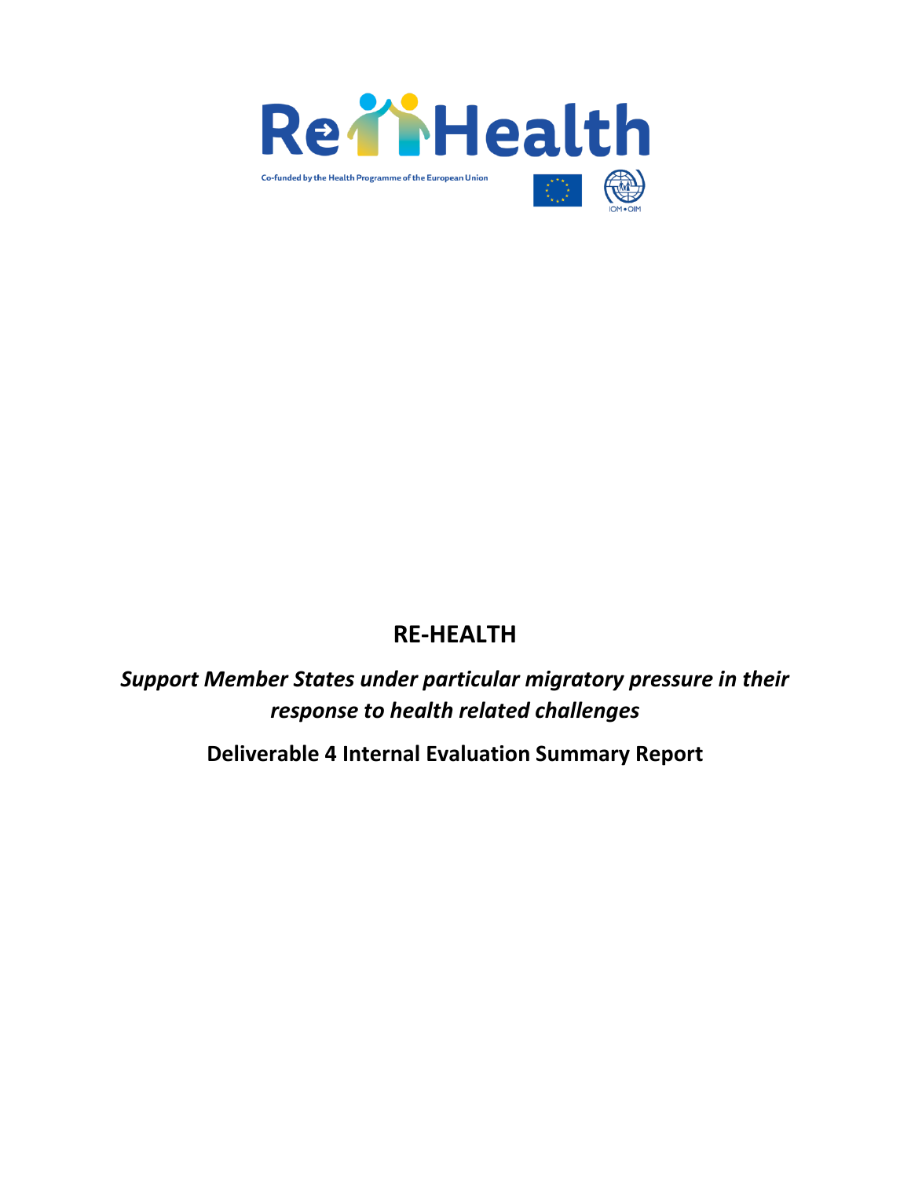Re Health

Co-funded by the Health Programme of the European Union

IOM • OIM

# RE-HEALTH

***Support Member States under particular migratory pressure in their response to health related challenges***

**Deliverable 4 Internal Evaluation Summary Report**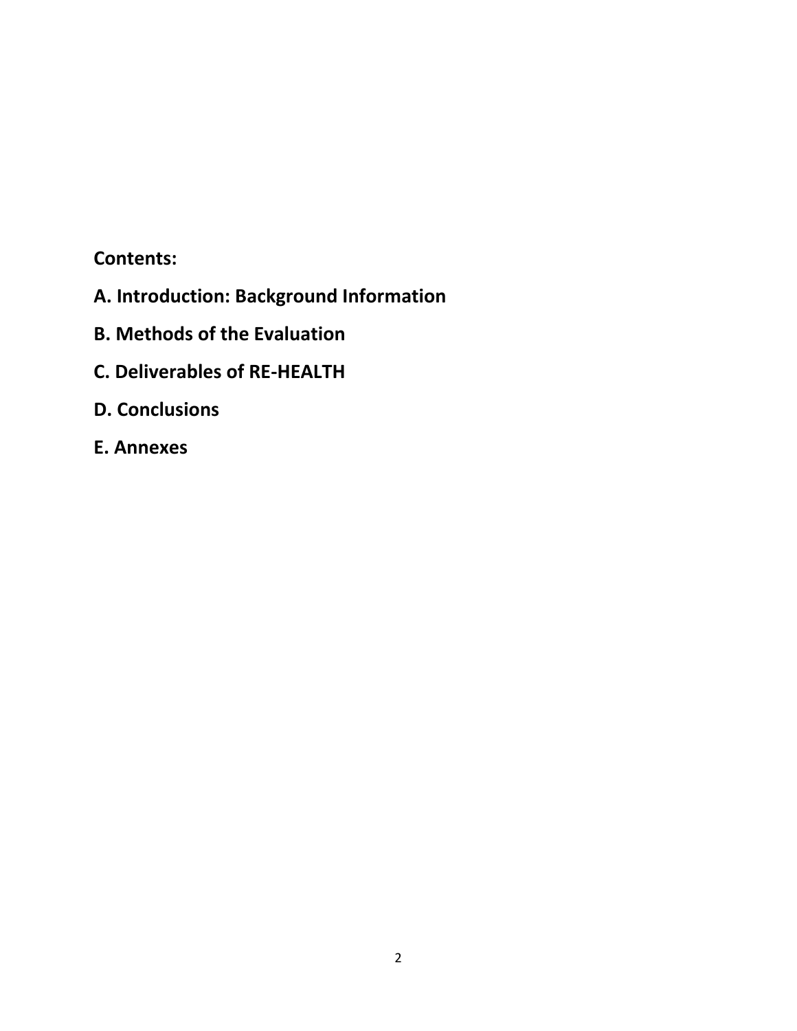**Contents:**

**A. Introduction: Background Information**

**B. Methods of the Evaluation**

**C. Deliverables of RE-HEALTH**

**D. Conclusions**

**E. Annexes**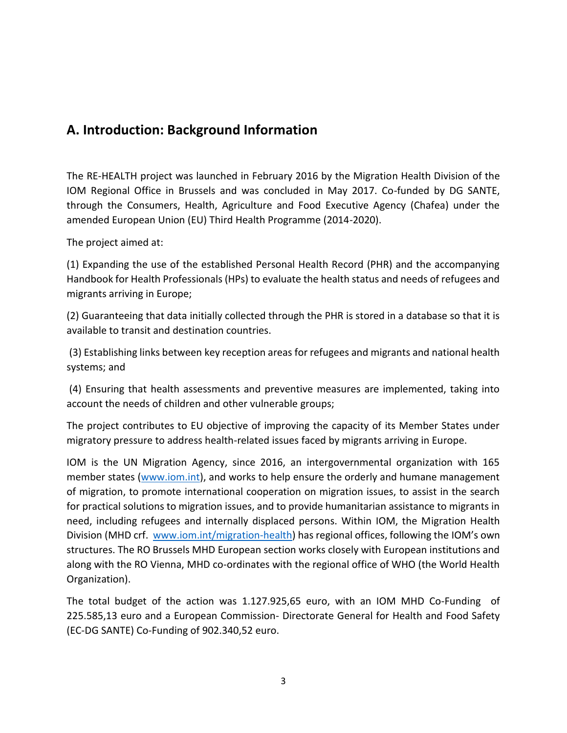## A. Introduction: Background Information

The RE-HEALTH project was launched in February 2016 by the Migration Health Division of the IOM Regional Office in Brussels and was concluded in May 2017. Co-funded by DG SANTE, through the Consumers, Health, Agriculture and Food Executive Agency (Chafea) under the amended European Union (EU) Third Health Programme (2014-2020).

The project aimed at:

(1) Expanding the use of the established Personal Health Record (PHR) and the accompanying Handbook for Health Professionals (HPs) to evaluate the health status and needs of refugees and migrants arriving in Europe;

(2) Guaranteeing that data initially collected through the PHR is stored in a database so that it is available to transit and destination countries.

(3) Establishing links between key reception areas for refugees and migrants and national health systems; and

(4) Ensuring that health assessments and preventive measures are implemented, taking into account the needs of children and other vulnerable groups;

The project contributes to EU objective of improving the capacity of its Member States under migratory pressure to address health-related issues faced by migrants arriving in Europe.

IOM is the UN Migration Agency, since 2016, an intergovernmental organization with 165 member states (www.iom.int), and works to help ensure the orderly and humane management of migration, to promote international cooperation on migration issues, to assist in the search for practical solutions to migration issues, and to provide humanitarian assistance to migrants in need, including refugees and internally displaced persons. Within IOM, the Migration Health Division (MHD crf. www.iom.int/migration-health) has regional offices, following the IOM's own structures. The RO Brussels MHD European section works closely with European institutions and along with the RO Vienna, MHD co-ordinates with the regional office of WHO (the World Health Organization).

The total budget of the action was 1.127.925,65 euro, with an IOM MHD Co-Funding of 225.585,13 euro and a European Commission- Directorate General for Health and Food Safety (EC-DG SANTE) Co-Funding of 902.340,52 euro.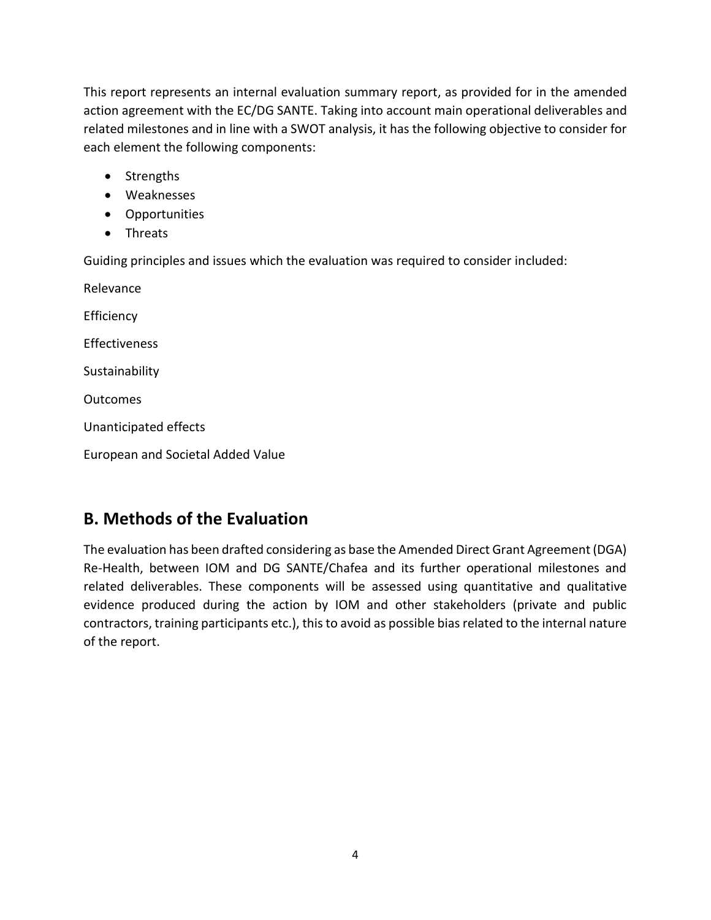This report represents an internal evaluation summary report, as provided for in the amended action agreement with the EC/DG SANTE. Taking into account main operational deliverables and related milestones and in line with a SWOT analysis, it has the following objective to consider for each element the following components:

- Strengths
- Weaknesses
- Opportunities
- Threats

Guiding principles and issues which the evaluation was required to consider included:

Relevance

Efficiency

Effectiveness

Sustainability

Outcomes

Unanticipated effects

European and Societal Added Value

## B. Methods of the Evaluation

The evaluation has been drafted considering as base the Amended Direct Grant Agreement (DGA) Re-Health, between IOM and DG SANTE/Chafea and its further operational milestones and related deliverables. These components will be assessed using quantitative and qualitative evidence produced during the action by IOM and other stakeholders (private and public contractors, training participants etc.), this to avoid as possible bias related to the internal nature of the report.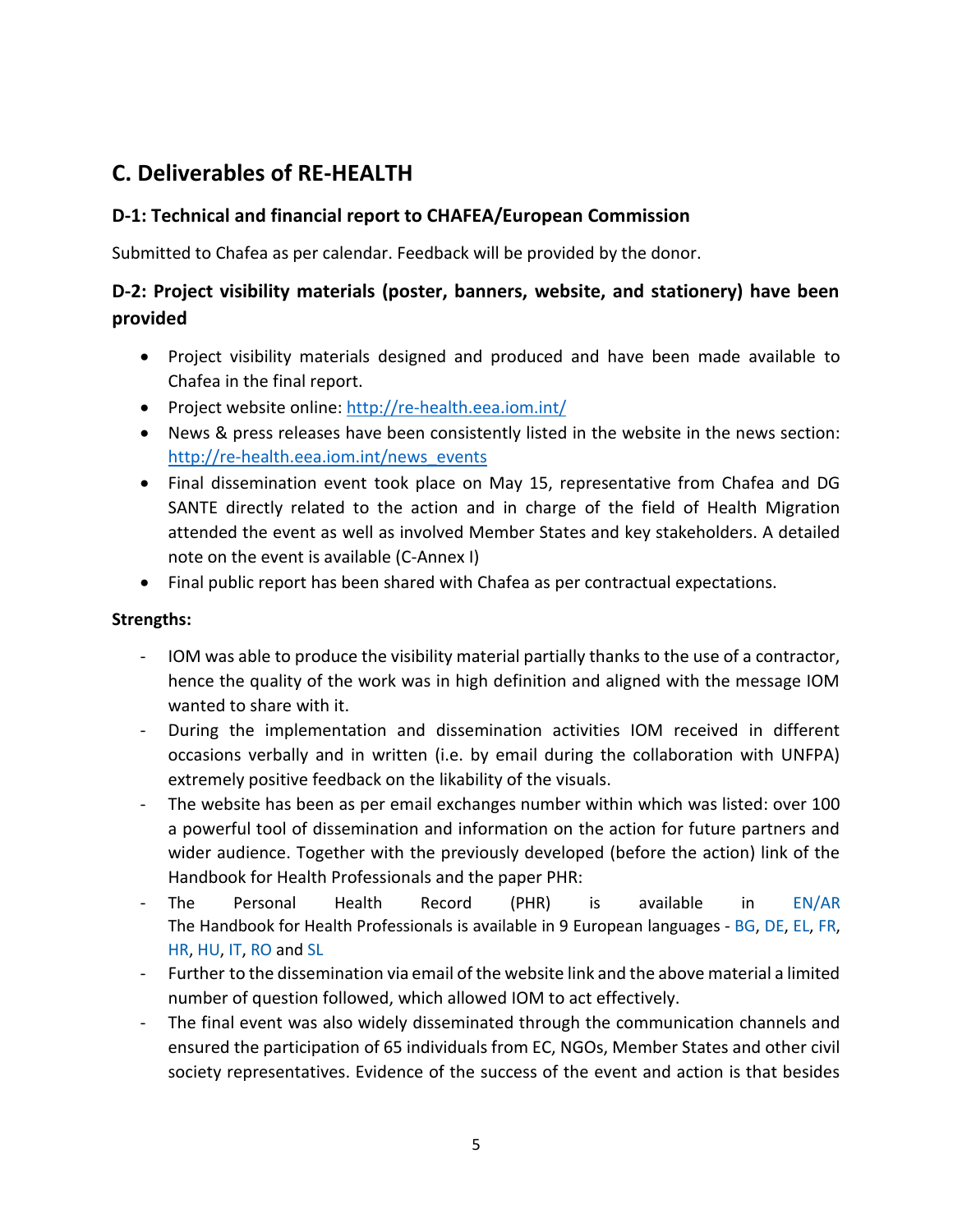# C. Deliverables of RE-HEALTH

### D-1: Technical and financial report to CHAFEA/European Commission

Submitted to Chafea as per calendar. Feedback will be provided by the donor.

### D-2: Project visibility materials (poster, banners, website, and stationery) have been provided

- Project visibility materials designed and produced and have been made available to Chafea in the final report.
- Project website online: http://re-health.eea.iom.int/
- News & press releases have been consistently listed in the website in the news section: http://re-health.eea.iom.int/news_events
- Final dissemination event took place on May 15, representative from Chafea and DG SANTE directly related to the action and in charge of the field of Health Migration attended the event as well as involved Member States and key stakeholders. A detailed note on the event is available (C-Annex I)
- Final public report has been shared with Chafea as per contractual expectations.

**Strengths:**

- IOM was able to produce the visibility material partially thanks to the use of a contractor, hence the quality of the work was in high definition and aligned with the message IOM wanted to share with it.
- During the implementation and dissemination activities IOM received in different occasions verbally and in written (i.e. by email during the collaboration with UNFPA) extremely positive feedback on the likability of the visuals.
- The website has been as per email exchanges number within which was listed: over 100 a powerful tool of dissemination and information on the action for future partners and wider audience. Together with the previously developed (before the action) link of the Handbook for Health Professionals and the paper PHR:
- The Personal Health Record (PHR) is available in EN/AR The Handbook for Health Professionals is available in 9 European languages - BG, DE, EL, FR, HR, HU, IT, RO and SL
- Further to the dissemination via email of the website link and the above material a limited number of question followed, which allowed IOM to act effectively.
- The final event was also widely disseminated through the communication channels and ensured the participation of 65 individuals from EC, NGOs, Member States and other civil society representatives. Evidence of the success of the event and action is that besides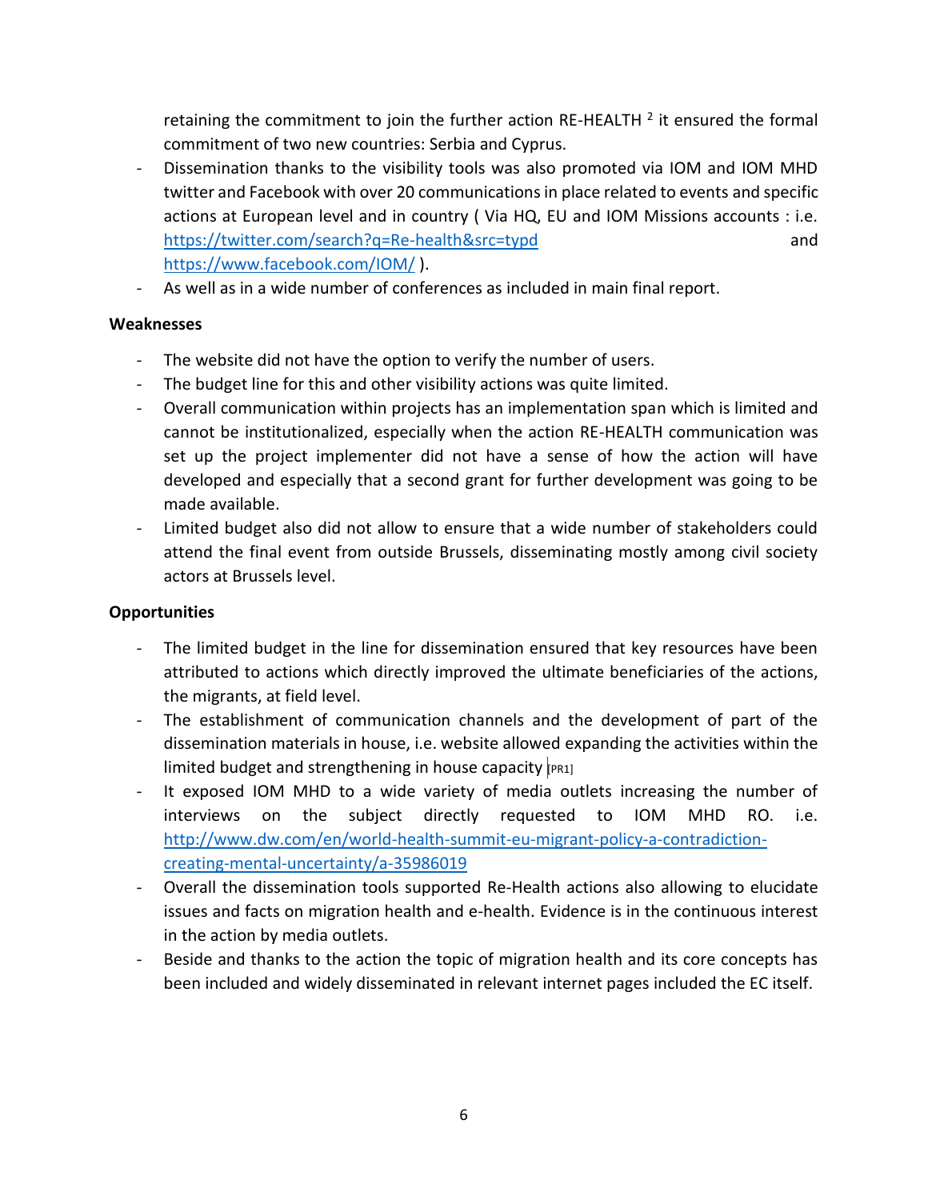retaining the commitment to join the further action RE-HEALTH [2] it ensured the formal commitment of two new countries: Serbia and Cyprus.

- Dissemination thanks to the visibility tools was also promoted via IOM and IOM MHD twitter and Facebook with over 20 communications in place related to events and specific actions at European level and in country ( Via HQ, EU and IOM Missions accounts : i.e. https://twitter.com/search?q=Re-health&src=typd and https://www.facebook.com/IOM/ ).
- As well as in a wide number of conferences as included in main final report.

**Weaknesses**

- The website did not have the option to verify the number of users.
- The budget line for this and other visibility actions was quite limited.
- Overall communication within projects has an implementation span which is limited and cannot be institutionalized, especially when the action RE-HEALTH communication was set up the project implementer did not have a sense of how the action will have developed and especially that a second grant for further development was going to be made available.
- Limited budget also did not allow to ensure that a wide number of stakeholders could attend the final event from outside Brussels, disseminating mostly among civil society actors at Brussels level.

**Opportunities**

- The limited budget in the line for dissemination ensured that key resources have been attributed to actions which directly improved the ultimate beneficiaries of the actions, the migrants, at field level.
- The establishment of communication channels and the development of part of the dissemination materials in house, i.e. website allowed expanding the activities within the limited budget and strengthening in house capacity [PR1]
- It exposed IOM MHD to a wide variety of media outlets increasing the number of interviews on the subject directly requested to IOM MHD RO. i.e. http://www.dw.com/en/world-health-summit-eu-migrant-policy-a-contradiction-creating-mental-uncertainty/a-35986019
- Overall the dissemination tools supported Re-Health actions also allowing to elucidate issues and facts on migration health and e-health. Evidence is in the continuous interest in the action by media outlets.
- Beside and thanks to the action the topic of migration health and its core concepts has been included and widely disseminated in relevant internet pages included the EC itself.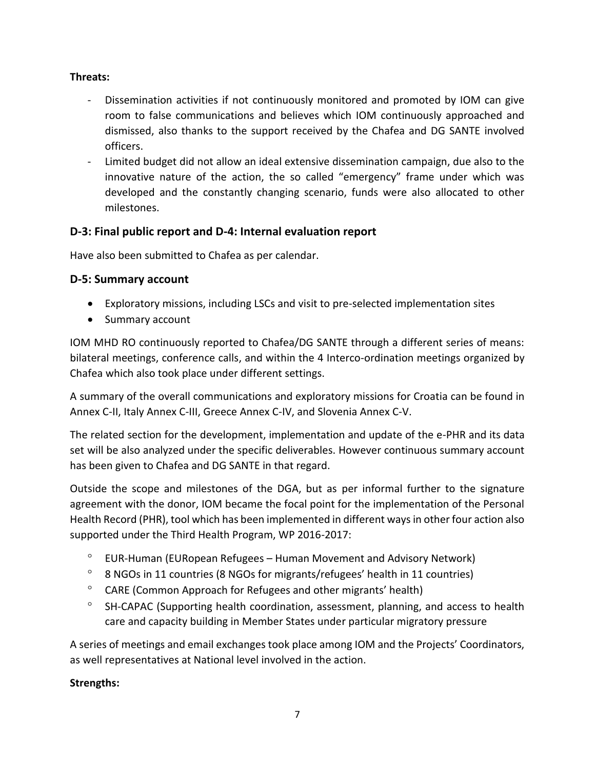**Threats:**

- Dissemination activities if not continuously monitored and promoted by IOM can give room to false communications and believes which IOM continuously approached and dismissed, also thanks to the support received by the Chafea and DG SANTE involved officers.
- Limited budget did not allow an ideal extensive dissemination campaign, due also to the innovative nature of the action, the so called "emergency" frame under which was developed and the constantly changing scenario, funds were also allocated to other milestones.

## D-3: Final public report and D-4: Internal evaluation report

Have also been submitted to Chafea as per calendar.

## D-5: Summary account

- Exploratory missions, including LSCs and visit to pre-selected implementation sites
- Summary account

IOM MHD RO continuously reported to Chafea/DG SANTE through a different series of means: bilateral meetings, conference calls, and within the 4 Interco-ordination meetings organized by Chafea which also took place under different settings.

A summary of the overall communications and exploratory missions for Croatia can be found in Annex C-II, Italy Annex C-III, Greece Annex C-IV, and Slovenia Annex C-V.

The related section for the development, implementation and update of the e-PHR and its data set will be also analyzed under the specific deliverables. However continuous summary account has been given to Chafea and DG SANTE in that regard.

Outside the scope and milestones of the DGA, but as per informal further to the signature agreement with the donor, IOM became the focal point for the implementation of the Personal Health Record (PHR), tool which has been implemented in different ways in other four action also supported under the Third Health Program, WP 2016-2017:

- EUR-Human (EURopean Refugees – Human Movement and Advisory Network)
- 8 NGOs in 11 countries (8 NGOs for migrants/refugees' health in 11 countries)
- CARE (Common Approach for Refugees and other migrants' health)
- SH-CAPAC (Supporting health coordination, assessment, planning, and access to health care and capacity building in Member States under particular migratory pressure

A series of meetings and email exchanges took place among IOM and the Projects' Coordinators, as well representatives at National level involved in the action.

**Strengths:**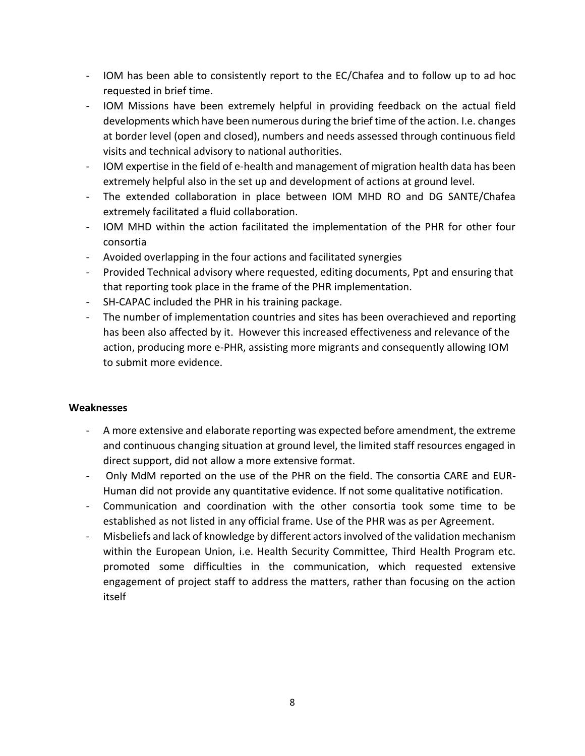- IOM has been able to consistently report to the EC/Chafea and to follow up to ad hoc requested in brief time.
- IOM Missions have been extremely helpful in providing feedback on the actual field developments which have been numerous during the brief time of the action. I.e. changes at border level (open and closed), numbers and needs assessed through continuous field visits and technical advisory to national authorities.
- IOM expertise in the field of e-health and management of migration health data has been extremely helpful also in the set up and development of actions at ground level.
- The extended collaboration in place between IOM MHD RO and DG SANTE/Chafea extremely facilitated a fluid collaboration.
- IOM MHD within the action facilitated the implementation of the PHR for other four consortia
- Avoided overlapping in the four actions and facilitated synergies
- Provided Technical advisory where requested, editing documents, Ppt and ensuring that that reporting took place in the frame of the PHR implementation.
- SH-CAPAC included the PHR in his training package.
- The number of implementation countries and sites has been overachieved and reporting has been also affected by it. However this increased effectiveness and relevance of the action, producing more e-PHR, assisting more migrants and consequently allowing IOM to submit more evidence.

**Weaknesses**

- A more extensive and elaborate reporting was expected before amendment, the extreme and continuous changing situation at ground level, the limited staff resources engaged in direct support, did not allow a more extensive format.
- Only MdM reported on the use of the PHR on the field. The consortia CARE and EUR-Human did not provide any quantitative evidence. If not some qualitative notification.
- Communication and coordination with the other consortia took some time to be established as not listed in any official frame. Use of the PHR was as per Agreement.
- Misbeliefs and lack of knowledge by different actors involved of the validation mechanism within the European Union, i.e. Health Security Committee, Third Health Program etc. promoted some difficulties in the communication, which requested extensive engagement of project staff to address the matters, rather than focusing on the action itself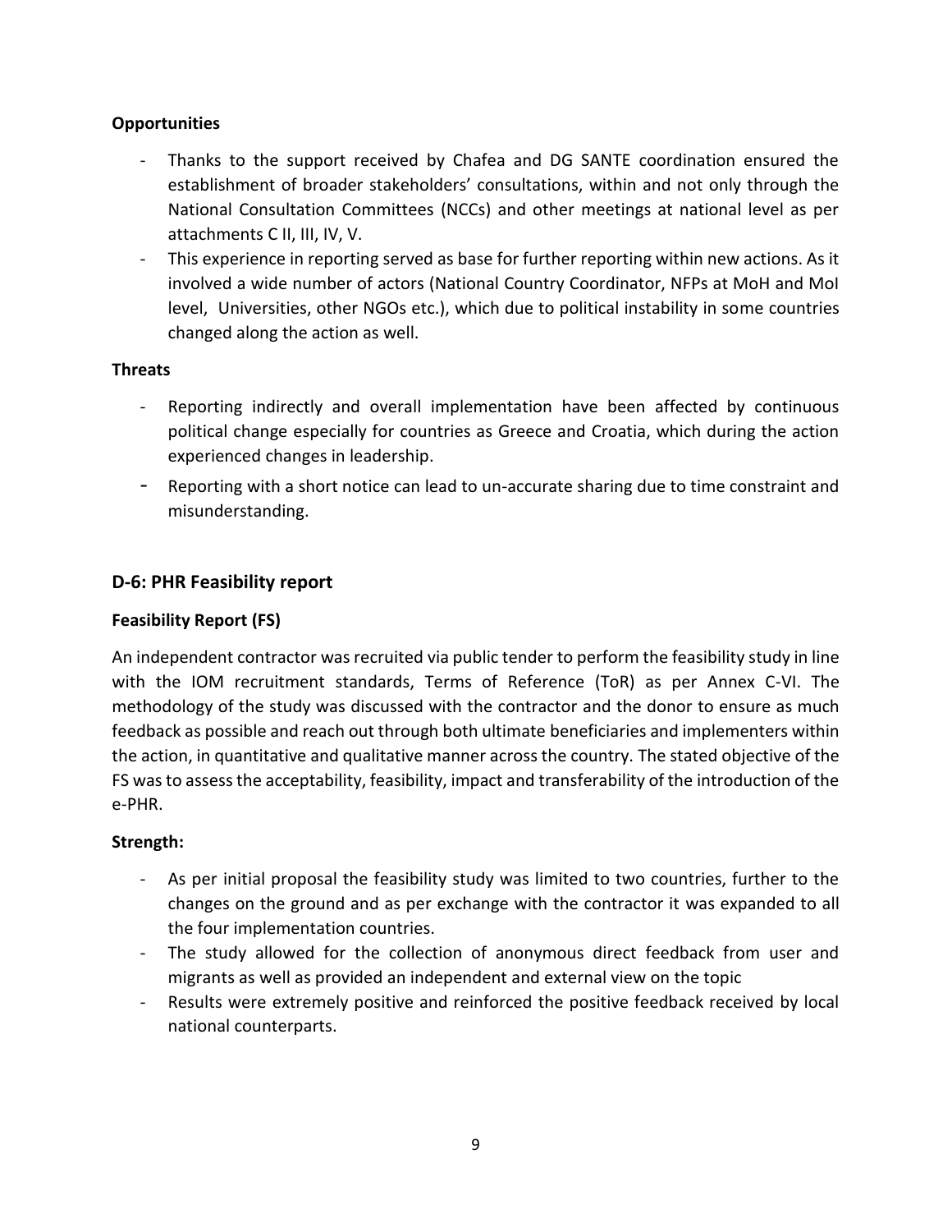**Opportunities**

- Thanks to the support received by Chafea and DG SANTE coordination ensured the establishment of broader stakeholders' consultations, within and not only through the National Consultation Committees (NCCs) and other meetings at national level as per attachments C II, III, IV, V.
- This experience in reporting served as base for further reporting within new actions. As it involved a wide number of actors (National Country Coordinator, NFPs at MoH and MoI level, Universities, other NGOs etc.), which due to political instability in some countries changed along the action as well.

**Threats**

- Reporting indirectly and overall implementation have been affected by continuous political change especially for countries as Greece and Croatia, which during the action experienced changes in leadership.
- Reporting with a short notice can lead to un-accurate sharing due to time constraint and misunderstanding.

## D-6: PHR Feasibility report

**Feasibility Report (FS)**

An independent contractor was recruited via public tender to perform the feasibility study in line with the IOM recruitment standards, Terms of Reference (ToR) as per Annex C-VI. The methodology of the study was discussed with the contractor and the donor to ensure as much feedback as possible and reach out through both ultimate beneficiaries and implementers within the action, in quantitative and qualitative manner across the country. The stated objective of the FS was to assess the acceptability, feasibility, impact and transferability of the introduction of the e-PHR.

**Strength:**

- As per initial proposal the feasibility study was limited to two countries, further to the changes on the ground and as per exchange with the contractor it was expanded to all the four implementation countries.
- The study allowed for the collection of anonymous direct feedback from user and migrants as well as provided an independent and external view on the topic
- Results were extremely positive and reinforced the positive feedback received by local national counterparts.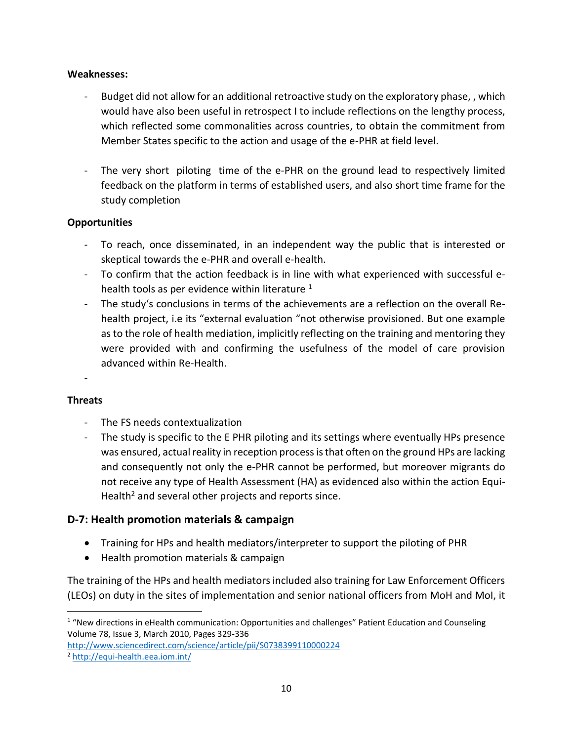**Weaknesses:**

- Budget did not allow for an additional retroactive study on the exploratory phase, , which would have also been useful in retrospect I to include reflections on the lengthy process, which reflected some commonalities across countries, to obtain the commitment from Member States specific to the action and usage of the e-PHR at field level.

- The very short piloting time of the e-PHR on the ground lead to respectively limited feedback on the platform in terms of established users, and also short time frame for the study completion

**Opportunities**

- To reach, once disseminated, in an independent way the public that is interested or skeptical towards the e-PHR and overall e-health.
- To confirm that the action feedback is in line with what experienced with successful e-health tools as per evidence within literature [1]
- The study's conclusions in terms of the achievements are a reflection on the overall Re-health project, i.e its "external evaluation "not otherwise provisioned. But one example as to the role of health mediation, implicitly reflecting on the training and mentoring they were provided with and confirming the usefulness of the model of care provision advanced within Re-Health.
-

**Threats**

- The FS needs contextualization
- The study is specific to the E PHR piloting and its settings where eventually HPs presence was ensured, actual reality in reception process is that often on the ground HPs are lacking and consequently not only the e-PHR cannot be performed, but moreover migrants do not receive any type of Health Assessment (HA) as evidenced also within the action Equi-Health[2] and several other projects and reports since.

## D-7: Health promotion materials & campaign

- Training for HPs and health mediators/interpreter to support the piloting of PHR
- Health promotion materials & campaign

The training of the HPs and health mediators included also training for Law Enforcement Officers (LEOs) on duty in the sites of implementation and senior national officers from MoH and MoI, it

---

[1] "New directions in eHealth communication: Opportunities and challenges" Patient Education and Counseling Volume 78, Issue 3, March 2010, Pages 329-336 http://www.sciencedirect.com/science/article/pii/S0738399110000224

[2] http://equi-health.eea.iom.int/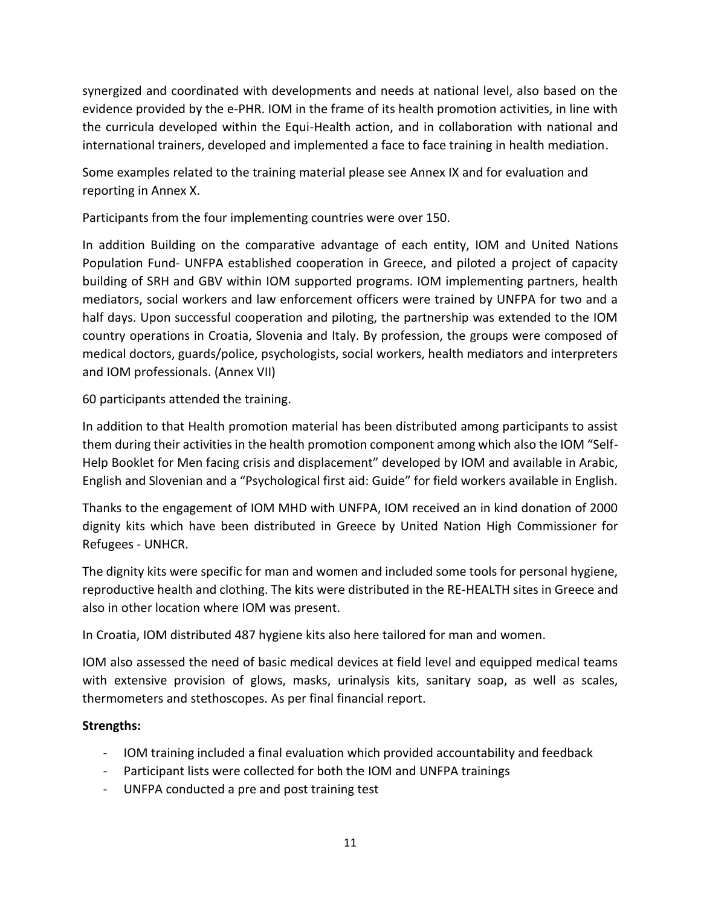synergized and coordinated with developments and needs at national level, also based on the evidence provided by the e-PHR. IOM in the frame of its health promotion activities, in line with the curricula developed within the Equi-Health action, and in collaboration with national and international trainers, developed and implemented a face to face training in health mediation.

Some examples related to the training material please see Annex IX and for evaluation and reporting in Annex X.

Participants from the four implementing countries were over 150.

In addition Building on the comparative advantage of each entity, IOM and United Nations Population Fund- UNFPA established cooperation in Greece, and piloted a project of capacity building of SRH and GBV within IOM supported programs. IOM implementing partners, health mediators, social workers and law enforcement officers were trained by UNFPA for two and a half days. Upon successful cooperation and piloting, the partnership was extended to the IOM country operations in Croatia, Slovenia and Italy. By profession, the groups were composed of medical doctors, guards/police, psychologists, social workers, health mediators and interpreters and IOM professionals. (Annex VII)

60 participants attended the training.

In addition to that Health promotion material has been distributed among participants to assist them during their activities in the health promotion component among which also the IOM "Self-Help Booklet for Men facing crisis and displacement" developed by IOM and available in Arabic, English and Slovenian and a "Psychological first aid: Guide" for field workers available in English.

Thanks to the engagement of IOM MHD with UNFPA, IOM received an in kind donation of 2000 dignity kits which have been distributed in Greece by United Nation High Commissioner for Refugees - UNHCR.

The dignity kits were specific for man and women and included some tools for personal hygiene, reproductive health and clothing. The kits were distributed in the RE-HEALTH sites in Greece and also in other location where IOM was present.

In Croatia, IOM distributed 487 hygiene kits also here tailored for man and women.

IOM also assessed the need of basic medical devices at field level and equipped medical teams with extensive provision of glows, masks, urinalysis kits, sanitary soap, as well as scales, thermometers and stethoscopes. As per final financial report.

**Strengths:**

- IOM training included a final evaluation which provided accountability and feedback
- Participant lists were collected for both the IOM and UNFPA trainings
- UNFPA conducted a pre and post training test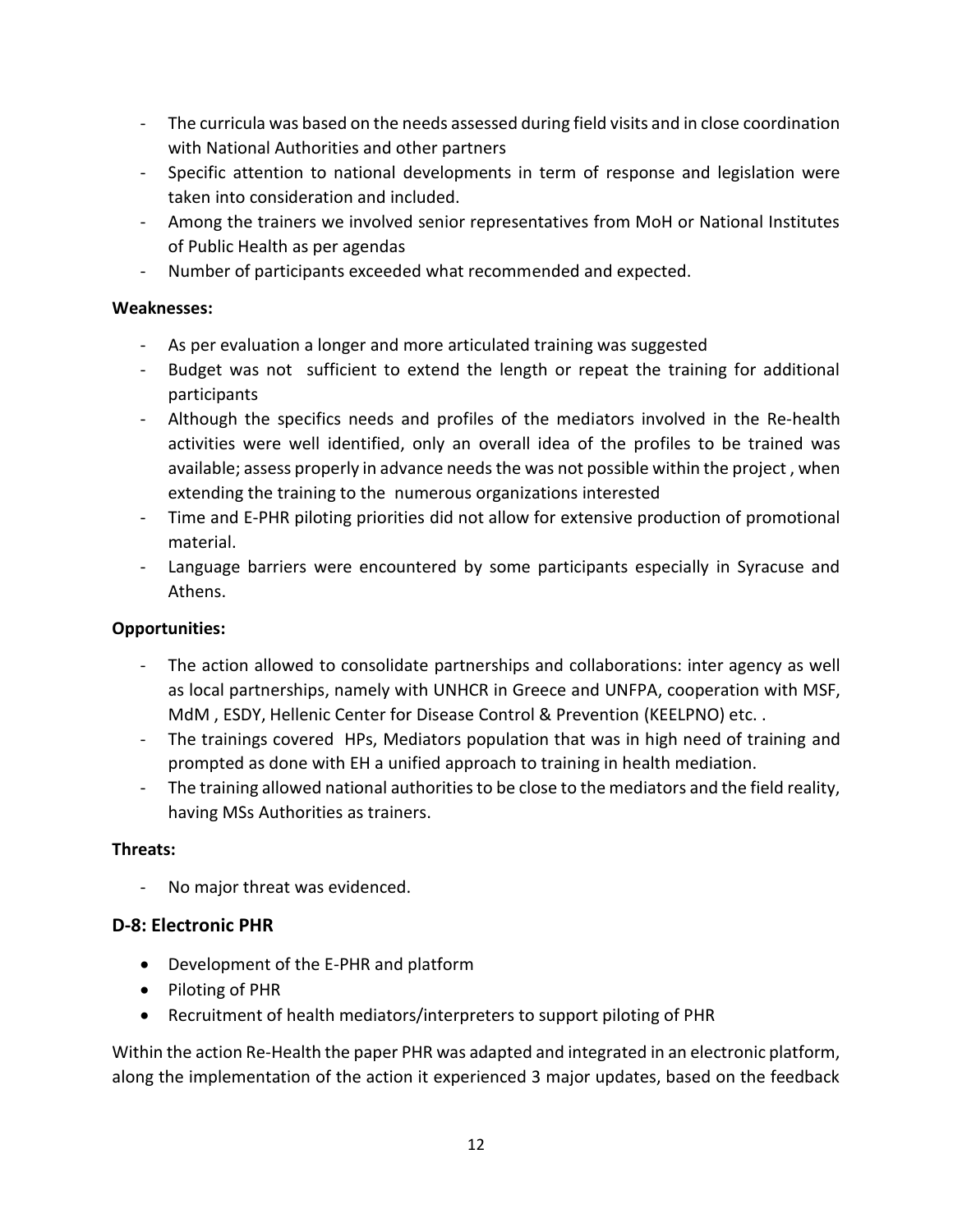- The curricula was based on the needs assessed during field visits and in close coordination with National Authorities and other partners
- Specific attention to national developments in term of response and legislation were taken into consideration and included.
- Among the trainers we involved senior representatives from MoH or National Institutes of Public Health as per agendas
- Number of participants exceeded what recommended and expected.

**Weaknesses:**

- As per evaluation a longer and more articulated training was suggested
- Budget was not sufficient to extend the length or repeat the training for additional participants
- Although the specifics needs and profiles of the mediators involved in the Re-health activities were well identified, only an overall idea of the profiles to be trained was available; assess properly in advance needs the was not possible within the project , when extending the training to the numerous organizations interested
- Time and E-PHR piloting priorities did not allow for extensive production of promotional material.
- Language barriers were encountered by some participants especially in Syracuse and Athens.

**Opportunities:**

- The action allowed to consolidate partnerships and collaborations: inter agency as well as local partnerships, namely with UNHCR in Greece and UNFPA, cooperation with MSF, MdM , ESDY, Hellenic Center for Disease Control & Prevention (KEELPNO) etc. .
- The trainings covered HPs, Mediators population that was in high need of training and prompted as done with EH a unified approach to training in health mediation.
- The training allowed national authorities to be close to the mediators and the field reality, having MSs Authorities as trainers.

**Threats:**

- No major threat was evidenced.

## D-8: Electronic PHR

- Development of the E-PHR and platform
- Piloting of PHR
- Recruitment of health mediators/interpreters to support piloting of PHR

Within the action Re-Health the paper PHR was adapted and integrated in an electronic platform, along the implementation of the action it experienced 3 major updates, based on the feedback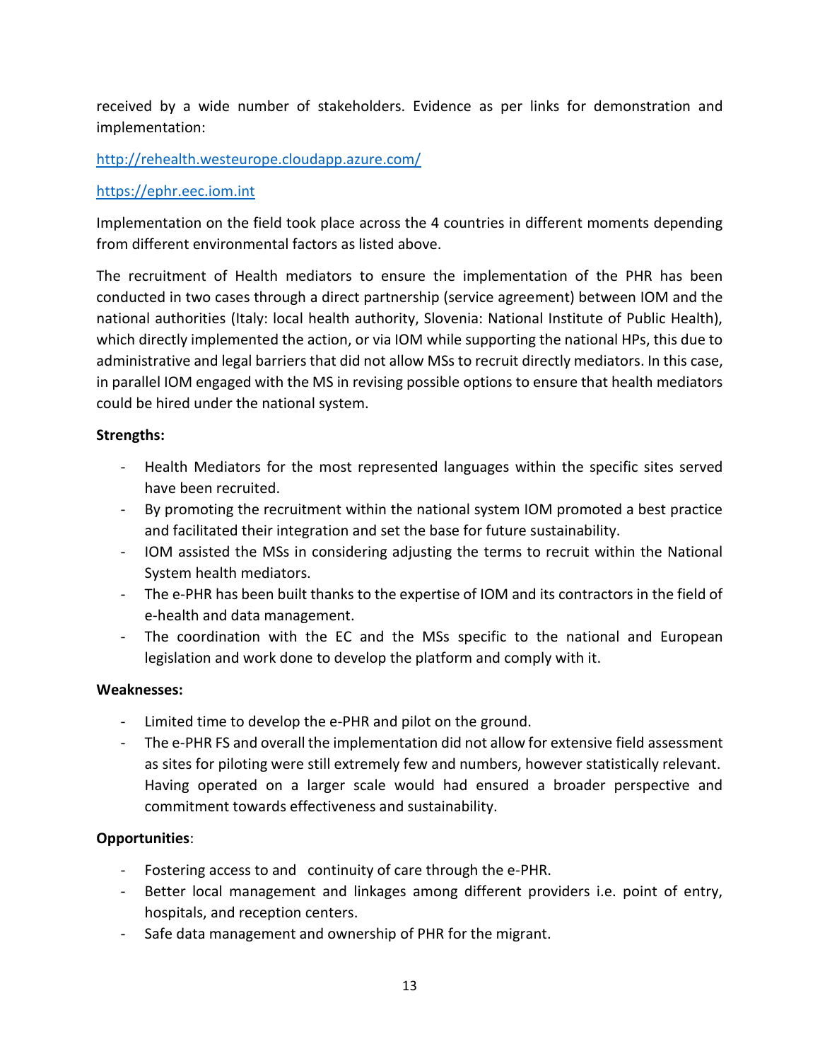received by a wide number of stakeholders. Evidence as per links for demonstration and implementation:

http://rehealth.westeurope.cloudapp.azure.com/

https://ephr.eec.iom.int

Implementation on the field took place across the 4 countries in different moments depending from different environmental factors as listed above.

The recruitment of Health mediators to ensure the implementation of the PHR has been conducted in two cases through a direct partnership (service agreement) between IOM and the national authorities (Italy: local health authority, Slovenia: National Institute of Public Health), which directly implemented the action, or via IOM while supporting the national HPs, this due to administrative and legal barriers that did not allow MSs to recruit directly mediators. In this case, in parallel IOM engaged with the MS in revising possible options to ensure that health mediators could be hired under the national system.

**Strengths:**

- Health Mediators for the most represented languages within the specific sites served have been recruited.
- By promoting the recruitment within the national system IOM promoted a best practice and facilitated their integration and set the base for future sustainability.
- IOM assisted the MSs in considering adjusting the terms to recruit within the National System health mediators.
- The e-PHR has been built thanks to the expertise of IOM and its contractors in the field of e-health and data management.
- The coordination with the EC and the MSs specific to the national and European legislation and work done to develop the platform and comply with it.

**Weaknesses:**

- Limited time to develop the e-PHR and pilot on the ground.
- The e-PHR FS and overall the implementation did not allow for extensive field assessment as sites for piloting were still extremely few and numbers, however statistically relevant. Having operated on a larger scale would had ensured a broader perspective and commitment towards effectiveness and sustainability.

**Opportunities**:

- Fostering access to and continuity of care through the e-PHR.
- Better local management and linkages among different providers i.e. point of entry, hospitals, and reception centers.
- Safe data management and ownership of PHR for the migrant.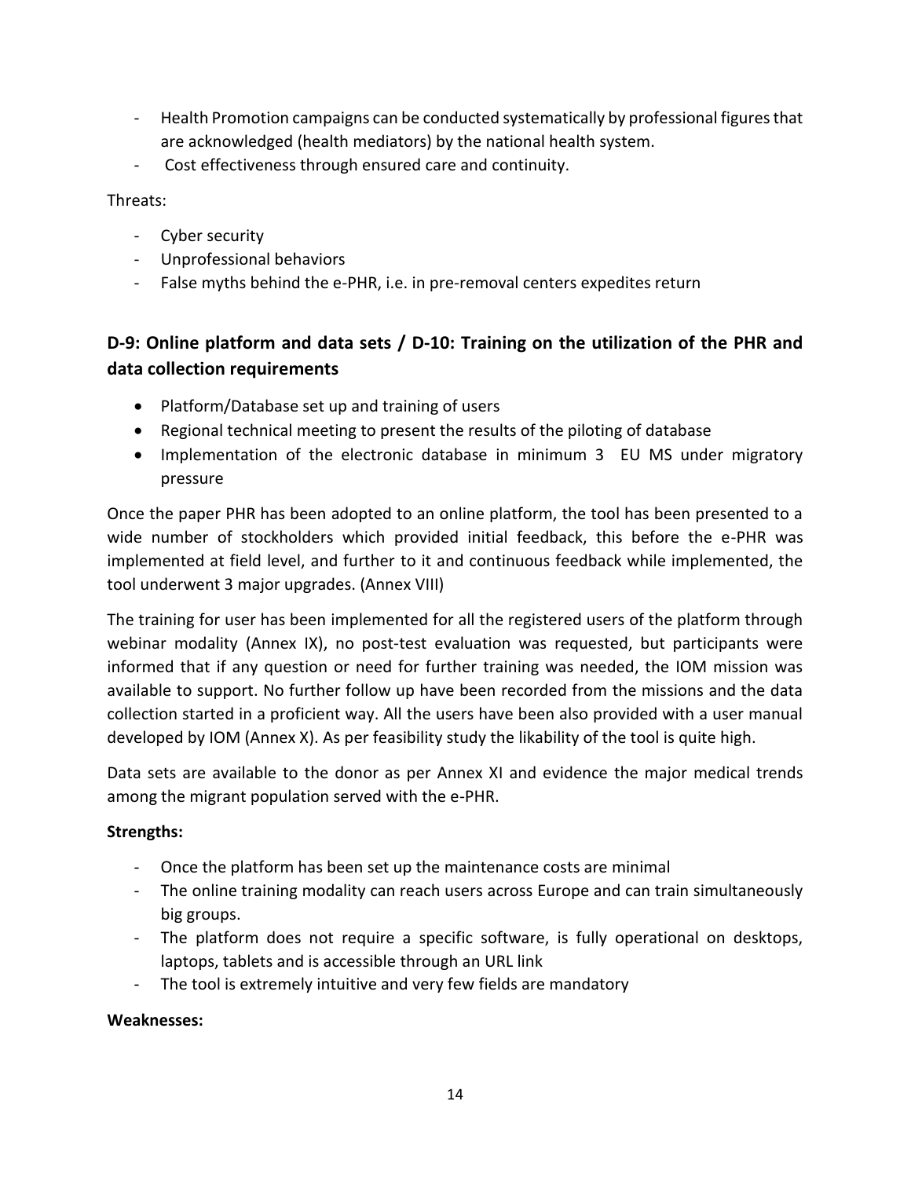- Health Promotion campaigns can be conducted systematically by professional figures that are acknowledged (health mediators) by the national health system.
- Cost effectiveness through ensured care and continuity.

Threats:

- Cyber security
- Unprofessional behaviors
- False myths behind the e-PHR, i.e. in pre-removal centers expedites return

## D-9: Online platform and data sets / D-10: Training on the utilization of the PHR and data collection requirements

- Platform/Database set up and training of users
- Regional technical meeting to present the results of the piloting of database
- Implementation of the electronic database in minimum 3 EU MS under migratory pressure

Once the paper PHR has been adopted to an online platform, the tool has been presented to a wide number of stockholders which provided initial feedback, this before the e-PHR was implemented at field level, and further to it and continuous feedback while implemented, the tool underwent 3 major upgrades. (Annex VIII)

The training for user has been implemented for all the registered users of the platform through webinar modality (Annex IX), no post-test evaluation was requested, but participants were informed that if any question or need for further training was needed, the IOM mission was available to support. No further follow up have been recorded from the missions and the data collection started in a proficient way. All the users have been also provided with a user manual developed by IOM (Annex X). As per feasibility study the likability of the tool is quite high.

Data sets are available to the donor as per Annex XI and evidence the major medical trends among the migrant population served with the e-PHR.

**Strengths:**

- Once the platform has been set up the maintenance costs are minimal
- The online training modality can reach users across Europe and can train simultaneously big groups.
- The platform does not require a specific software, is fully operational on desktops, laptops, tablets and is accessible through an URL link
- The tool is extremely intuitive and very few fields are mandatory

**Weaknesses:**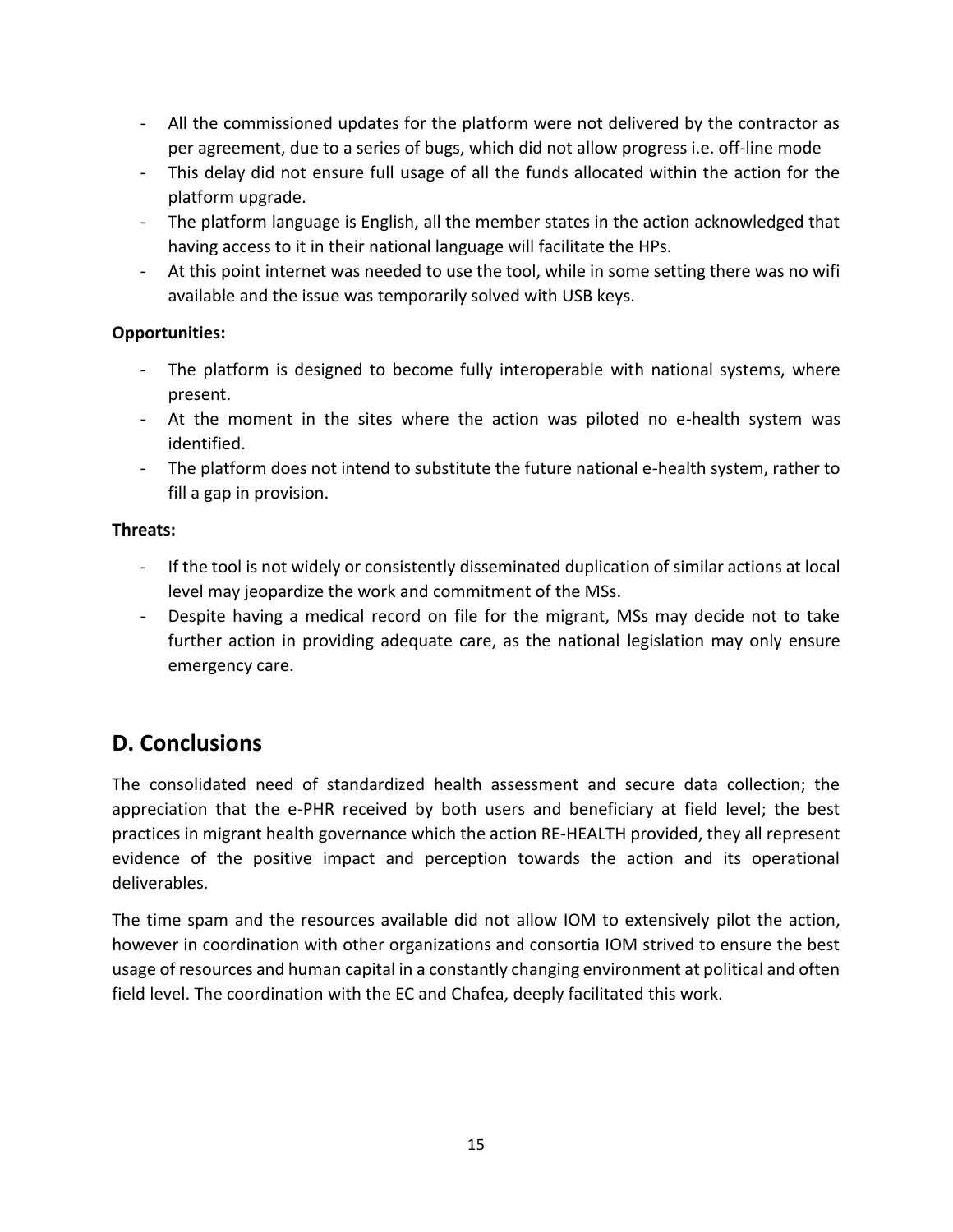- All the commissioned updates for the platform were not delivered by the contractor as per agreement, due to a series of bugs, which did not allow progress i.e. off-line mode
- This delay did not ensure full usage of all the funds allocated within the action for the platform upgrade.
- The platform language is English, all the member states in the action acknowledged that having access to it in their national language will facilitate the HPs.
- At this point internet was needed to use the tool, while in some setting there was no wifi available and the issue was temporarily solved with USB keys.

**Opportunities:**

- The platform is designed to become fully interoperable with national systems, where present.
- At the moment in the sites where the action was piloted no e-health system was identified.
- The platform does not intend to substitute the future national e-health system, rather to fill a gap in provision.

**Threats:**

- If the tool is not widely or consistently disseminated duplication of similar actions at local level may jeopardize the work and commitment of the MSs.
- Despite having a medical record on file for the migrant, MSs may decide not to take further action in providing adequate care, as the national legislation may only ensure emergency care.

## D. Conclusions

The consolidated need of standardized health assessment and secure data collection; the appreciation that the e-PHR received by both users and beneficiary at field level; the best practices in migrant health governance which the action RE-HEALTH provided, they all represent evidence of the positive impact and perception towards the action and its operational deliverables.

The time spam and the resources available did not allow IOM to extensively pilot the action, however in coordination with other organizations and consortia IOM strived to ensure the best usage of resources and human capital in a constantly changing environment at political and often field level. The coordination with the EC and Chafea, deeply facilitated this work.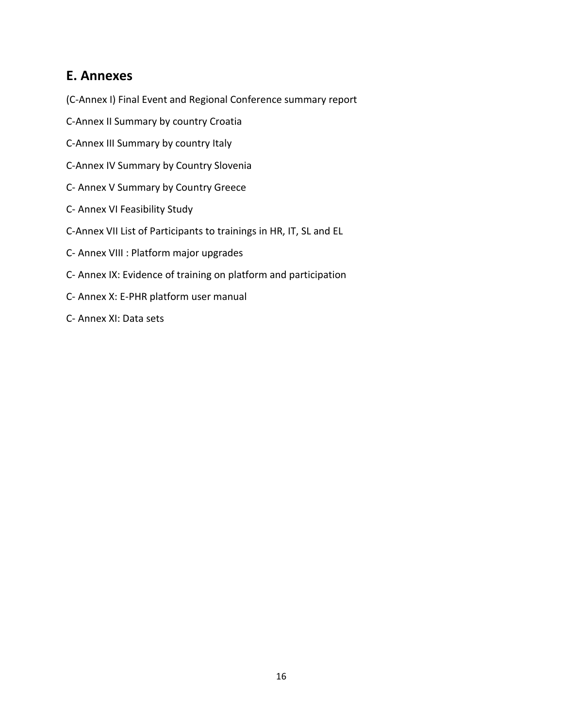## E. Annexes

(C-Annex I) Final Event and Regional Conference summary report

C-Annex II Summary by country Croatia

C-Annex III Summary by country Italy

C-Annex IV Summary by Country Slovenia

C- Annex V Summary by Country Greece

C- Annex VI Feasibility Study

C-Annex VII List of Participants to trainings in HR, IT, SL and EL

C- Annex VIII : Platform major upgrades

C- Annex IX: Evidence of training on platform and participation

C- Annex X: E-PHR platform user manual

C- Annex XI: Data sets